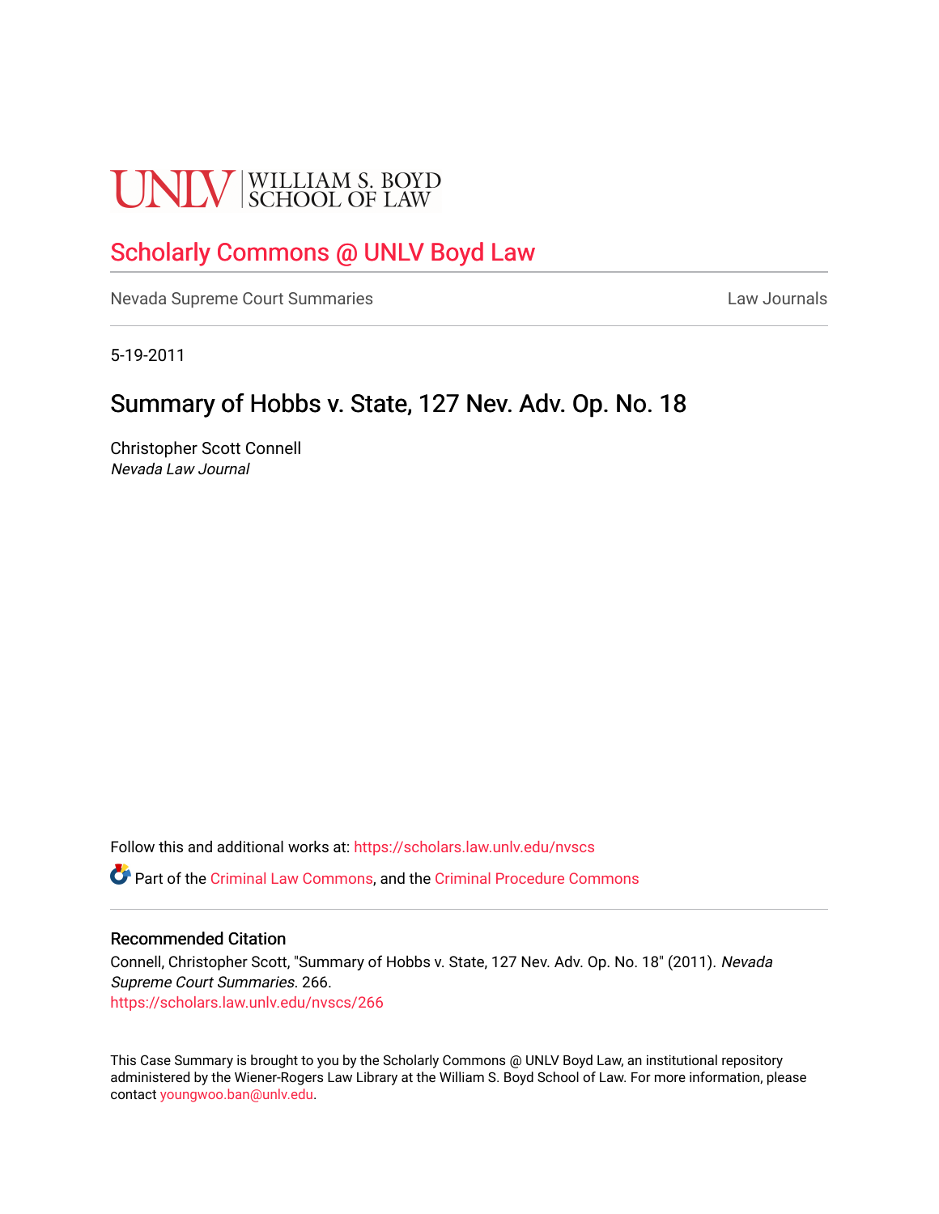UNLV | WILLIAM S. BOYD SCHOOL OF LAW

# Scholarly Commons @ UNLV Boyd Law

Nevada Supreme Court Summaries | Law Journals

5-19-2011

## Summary of Hobbs v. State, 127 Nev. Adv. Op. No. 18

Christopher Scott Connell
*Nevada Law Journal*

Follow this and additional works at: https://scholars.law.unlv.edu/nvscs

Part of the Criminal Law Commons, and the Criminal Procedure Commons

### Recommended Citation

Connell, Christopher Scott, "Summary of Hobbs v. State, 127 Nev. Adv. Op. No. 18" (2011). *Nevada Supreme Court Summaries*. 266.
https://scholars.law.unlv.edu/nvscs/266

This Case Summary is brought to you by the Scholarly Commons @ UNLV Boyd Law, an institutional repository administered by the Wiener-Rogers Law Library at the William S. Boyd School of Law. For more information, please contact youngwoo.ban@unlv.edu.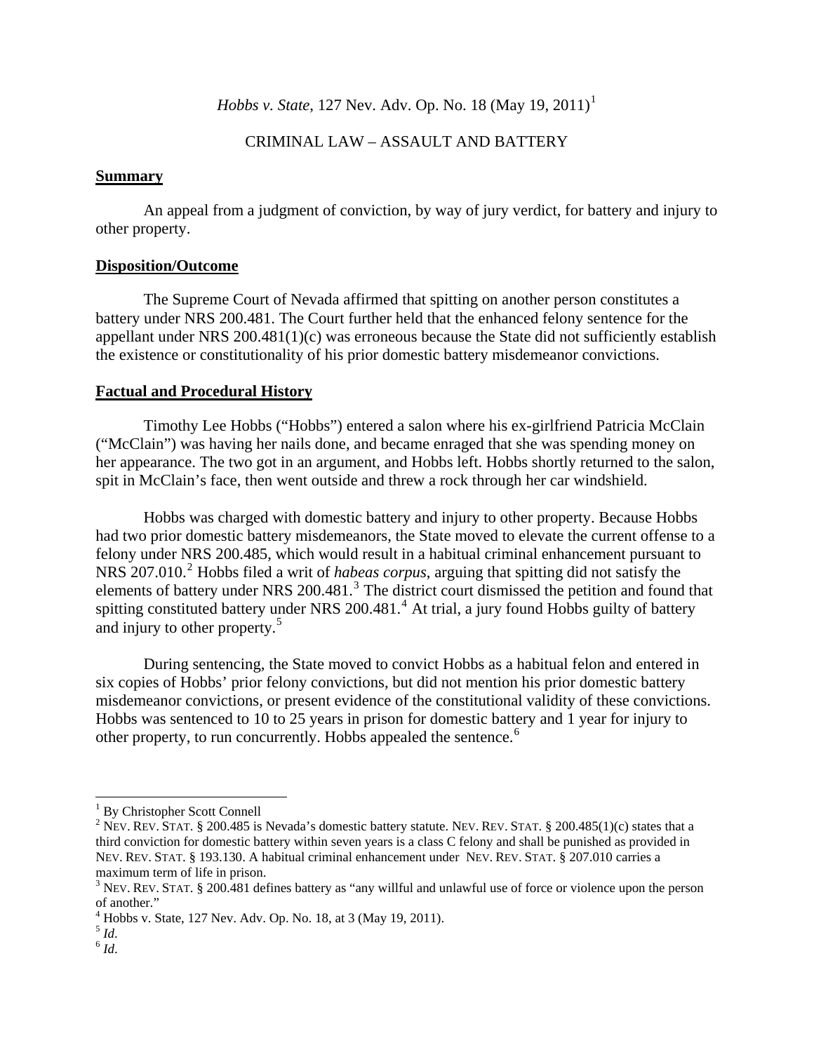*Hobbs v. State*, 127 Nev. Adv. Op. No. 18 (May 19, 2011)[1]

CRIMINAL LAW – ASSAULT AND BATTERY

**Summary**

An appeal from a judgment of conviction, by way of jury verdict, for battery and injury to other property.

**Disposition/Outcome**

The Supreme Court of Nevada affirmed that spitting on another person constitutes a battery under NRS 200.481. The Court further held that the enhanced felony sentence for the appellant under NRS 200.481(1)(c) was erroneous because the State did not sufficiently establish the existence or constitutionality of his prior domestic battery misdemeanor convictions.

**Factual and Procedural History**

Timothy Lee Hobbs ("Hobbs") entered a salon where his ex-girlfriend Patricia McClain ("McClain") was having her nails done, and became enraged that she was spending money on her appearance. The two got in an argument, and Hobbs left. Hobbs shortly returned to the salon, spit in McClain's face, then went outside and threw a rock through her car windshield.

Hobbs was charged with domestic battery and injury to other property. Because Hobbs had two prior domestic battery misdemeanors, the State moved to elevate the current offense to a felony under NRS 200.485, which would result in a habitual criminal enhancement pursuant to NRS 207.010.[2] Hobbs filed a writ of *habeas corpus*, arguing that spitting did not satisfy the elements of battery under NRS 200.481.[3] The district court dismissed the petition and found that spitting constituted battery under NRS 200.481.[4] At trial, a jury found Hobbs guilty of battery and injury to other property.[5]

During sentencing, the State moved to convict Hobbs as a habitual felon and entered in six copies of Hobbs' prior felony convictions, but did not mention his prior domestic battery misdemeanor convictions, or present evidence of the constitutional validity of these convictions. Hobbs was sentenced to 10 to 25 years in prison for domestic battery and 1 year for injury to other property, to run concurrently. Hobbs appealed the sentence.[6]

---

[1] By Christopher Scott Connell

[2] NEV. REV. STAT. § 200.485 is Nevada's domestic battery statute. NEV. REV. STAT. § 200.485(1)(c) states that a third conviction for domestic battery within seven years is a class C felony and shall be punished as provided in NEV. REV. STAT. § 193.130. A habitual criminal enhancement under NEV. REV. STAT. § 207.010 carries a maximum term of life in prison.

[3] NEV. REV. STAT. § 200.481 defines battery as "any willful and unlawful use of force or violence upon the person of another."

[4] Hobbs v. State, 127 Nev. Adv. Op. No. 18, at 3 (May 19, 2011).

[5] *Id*.

[6] *Id*.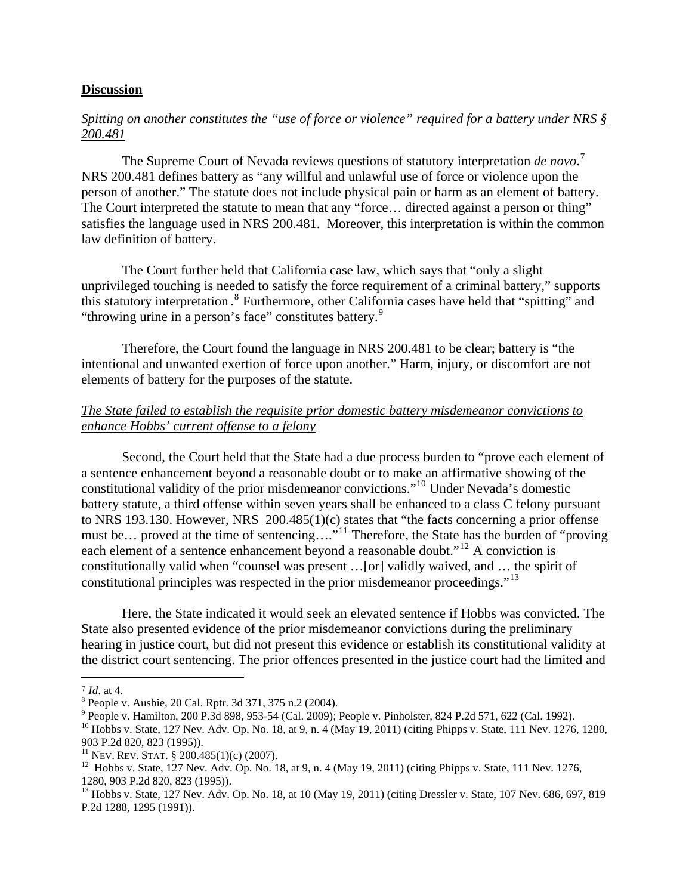## Discussion

*Spitting on another constitutes the "use of force or violence" required for a battery under NRS § 200.481*

The Supreme Court of Nevada reviews questions of statutory interpretation *de novo*.[7] NRS 200.481 defines battery as "any willful and unlawful use of force or violence upon the person of another." The statute does not include physical pain or harm as an element of battery. The Court interpreted the statute to mean that any "force… directed against a person or thing" satisfies the language used in NRS 200.481. Moreover, this interpretation is within the common law definition of battery.

The Court further held that California case law, which says that "only a slight unprivileged touching is needed to satisfy the force requirement of a criminal battery," supports this statutory interpretation.[8] Furthermore, other California cases have held that "spitting" and "throwing urine in a person's face" constitutes battery.[9]

Therefore, the Court found the language in NRS 200.481 to be clear; battery is "the intentional and unwanted exertion of force upon another." Harm, injury, or discomfort are not elements of battery for the purposes of the statute.

*The State failed to establish the requisite prior domestic battery misdemeanor convictions to enhance Hobbs' current offense to a felony*

Second, the Court held that the State had a due process burden to "prove each element of a sentence enhancement beyond a reasonable doubt or to make an affirmative showing of the constitutional validity of the prior misdemeanor convictions."[10] Under Nevada's domestic battery statute, a third offense within seven years shall be enhanced to a class C felony pursuant to NRS 193.130. However, NRS 200.485(1)(c) states that "the facts concerning a prior offense must be… proved at the time of sentencing…."[11] Therefore, the State has the burden of "proving each element of a sentence enhancement beyond a reasonable doubt."[12] A conviction is constitutionally valid when "counsel was present …[or] validly waived, and … the spirit of constitutional principles was respected in the prior misdemeanor proceedings."[13]

Here, the State indicated it would seek an elevated sentence if Hobbs was convicted. The State also presented evidence of the prior misdemeanor convictions during the preliminary hearing in justice court, but did not present this evidence or establish its constitutional validity at the district court sentencing. The prior offences presented in the justice court had the limited and

---

[7] *Id*. at 4.

[8] People v. Ausbie, 20 Cal. Rptr. 3d 371, 375 n.2 (2004).

[9] People v. Hamilton, 200 P.3d 898, 953-54 (Cal. 2009); People v. Pinholster, 824 P.2d 571, 622 (Cal. 1992).

[10] Hobbs v. State, 127 Nev. Adv. Op. No. 18, at 9, n. 4 (May 19, 2011) (citing Phipps v. State, 111 Nev. 1276, 1280, 903 P.2d 820, 823 (1995)).

[11] NEV. REV. STAT. § 200.485(1)(c) (2007).

[12] Hobbs v. State, 127 Nev. Adv. Op. No. 18, at 9, n. 4 (May 19, 2011) (citing Phipps v. State, 111 Nev. 1276, 1280, 903 P.2d 820, 823 (1995)).

[13] Hobbs v. State, 127 Nev. Adv. Op. No. 18, at 10 (May 19, 2011) (citing Dressler v. State, 107 Nev. 686, 697, 819 P.2d 1288, 1295 (1991)).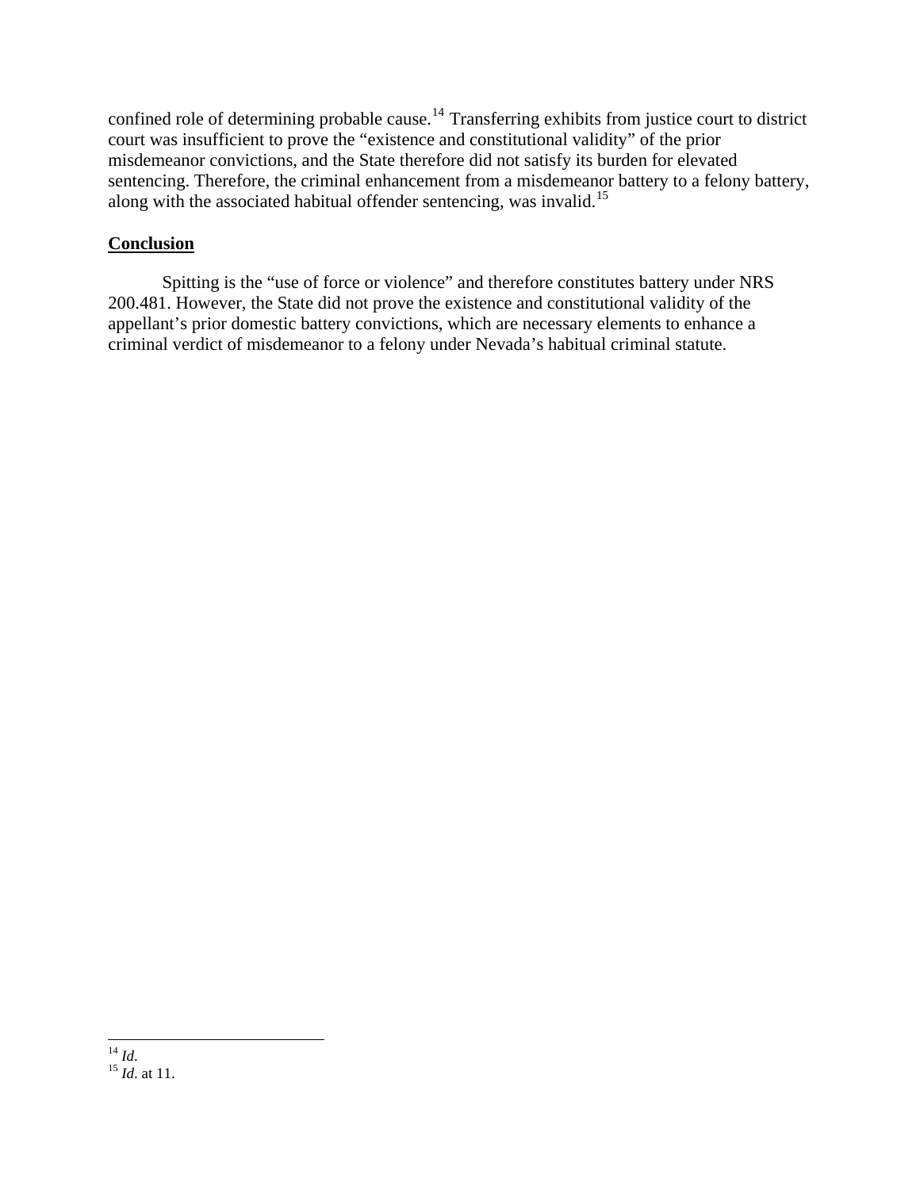confined role of determining probable cause.[14] Transferring exhibits from justice court to district court was insufficient to prove the "existence and constitutional validity" of the prior misdemeanor convictions, and the State therefore did not satisfy its burden for elevated sentencing. Therefore, the criminal enhancement from a misdemeanor battery to a felony battery, along with the associated habitual offender sentencing, was invalid.[15]

## Conclusion

Spitting is the "use of force or violence" and therefore constitutes battery under NRS 200.481. However, the State did not prove the existence and constitutional validity of the appellant's prior domestic battery convictions, which are necessary elements to enhance a criminal verdict of misdemeanor to a felony under Nevada's habitual criminal statute.

---

[14] *Id*.
[15] *Id*. at 11.